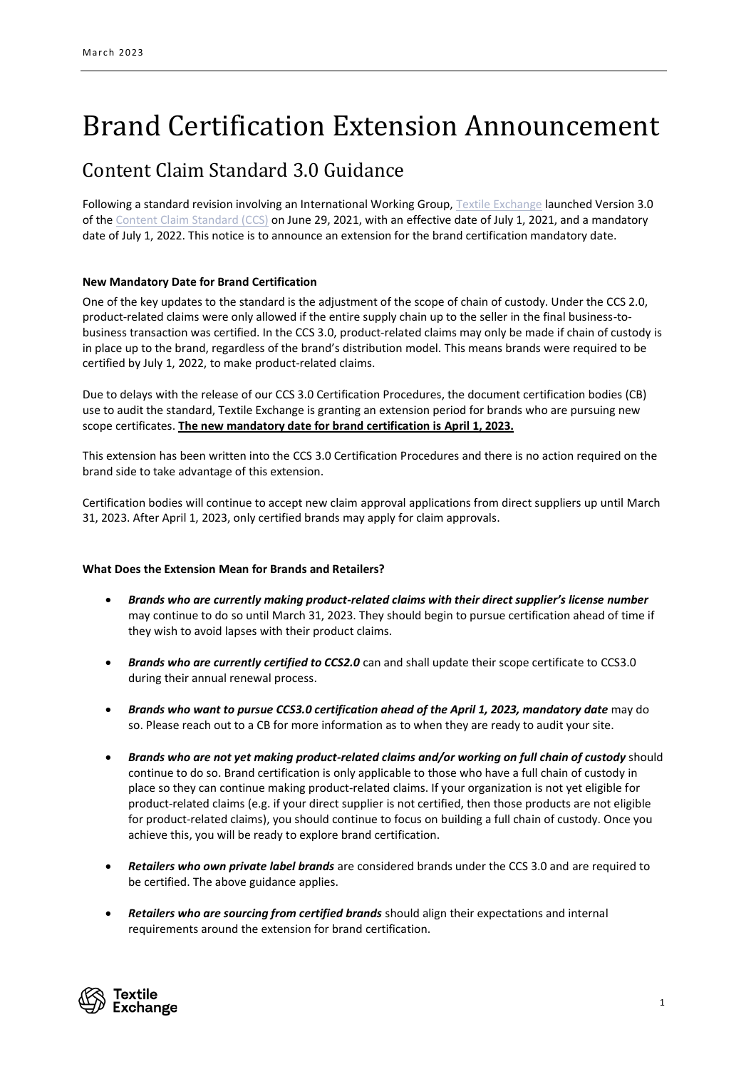March 2023

# Brand Certification Extension Announcement

## Content Claim Standard 3.0 Guidance

Following a standard revision involving an International Working Group, Textile Exchange launched Version 3.0 of the Content Claim Standard (CCS) on June 29, 2021, with an effective date of July 1, 2021, and a mandatory date of July 1, 2022. This notice is to announce an extension for the brand certification mandatory date.

**New Mandatory Date for Brand Certification**

One of the key updates to the standard is the adjustment of the scope of chain of custody. Under the CCS 2.0, product-related claims were only allowed if the entire supply chain up to the seller in the final business-to-business transaction was certified. In the CCS 3.0, product-related claims may only be made if chain of custody is in place up to the brand, regardless of the brand's distribution model. This means brands were required to be certified by July 1, 2022, to make product-related claims.

Due to delays with the release of our CCS 3.0 Certification Procedures, the document certification bodies (CB) use to audit the standard, Textile Exchange is granting an extension period for brands who are pursuing new scope certificates. **The new mandatory date for brand certification is April 1, 2023.**

This extension has been written into the CCS 3.0 Certification Procedures and there is no action required on the brand side to take advantage of this extension.

Certification bodies will continue to accept new claim approval applications from direct suppliers up until March 31, 2023. After April 1, 2023, only certified brands may apply for claim approvals.

**What Does the Extension Mean for Brands and Retailers?**

- ***Brands who are currently making product-related claims with their direct supplier's license number*** may continue to do so until March 31, 2023. They should begin to pursue certification ahead of time if they wish to avoid lapses with their product claims.
- ***Brands who are currently certified to CCS2.0*** can and shall update their scope certificate to CCS3.0 during their annual renewal process.
- ***Brands who want to pursue CCS3.0 certification ahead of the April 1, 2023, mandatory date*** may do so. Please reach out to a CB for more information as to when they are ready to audit your site.
- ***Brands who are not yet making product-related claims and/or working on full chain of custody*** should continue to do so. Brand certification is only applicable to those who have a full chain of custody in place so they can continue making product-related claims. If your organization is not yet eligible for product-related claims (e.g. if your direct supplier is not certified, then those products are not eligible for product-related claims), you should continue to focus on building a full chain of custody. Once you achieve this, you will be ready to explore brand certification.
- ***Retailers who own private label brands*** are considered brands under the CCS 3.0 and are required to be certified. The above guidance applies.
- ***Retailers who are sourcing from certified brands*** should align their expectations and internal requirements around the extension for brand certification.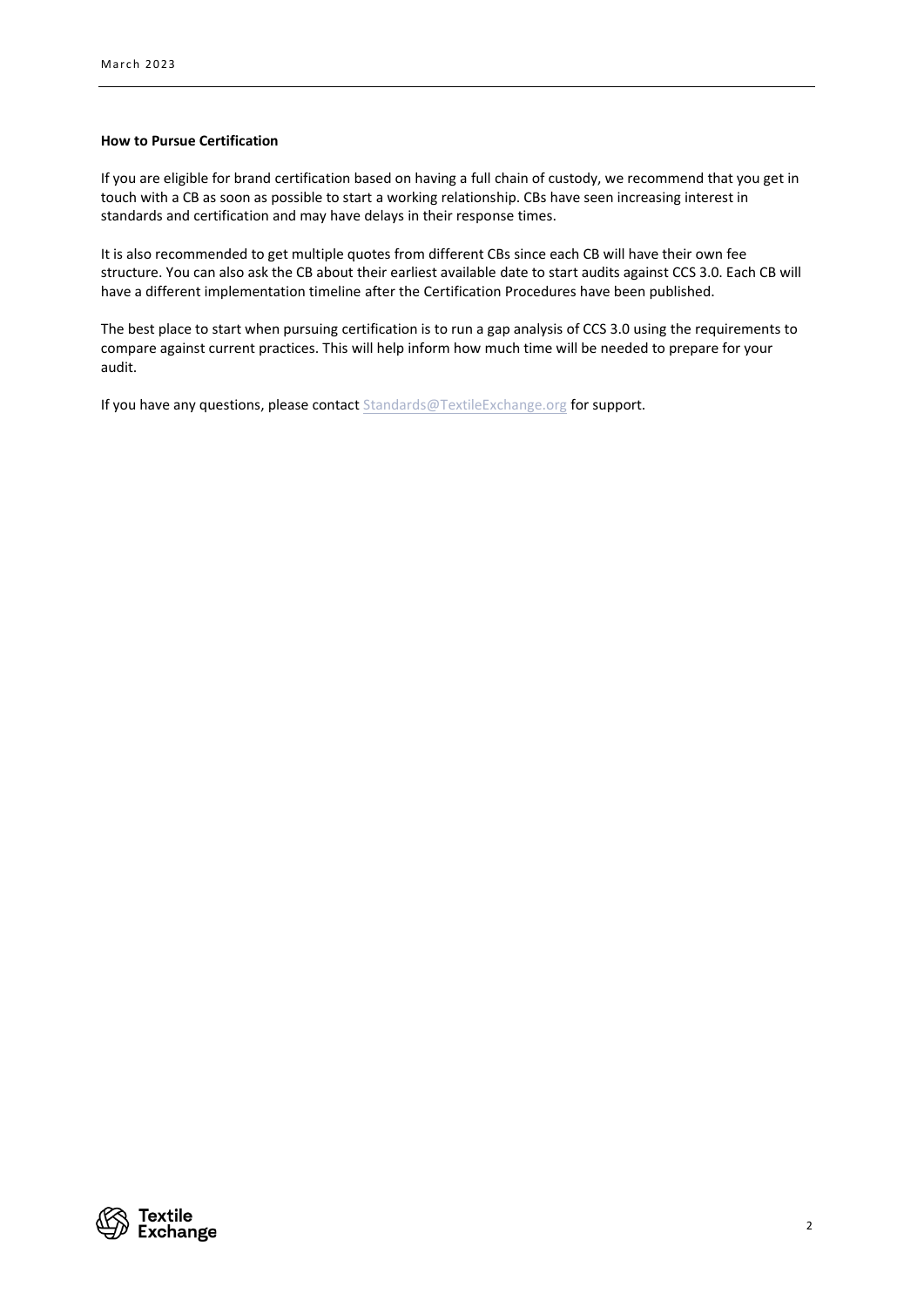**How to Pursue Certification**

If you are eligible for brand certification based on having a full chain of custody, we recommend that you get in touch with a CB as soon as possible to start a working relationship. CBs have seen increasing interest in standards and certification and may have delays in their response times.

It is also recommended to get multiple quotes from different CBs since each CB will have their own fee structure. You can also ask the CB about their earliest available date to start audits against CCS 3.0. Each CB will have a different implementation timeline after the Certification Procedures have been published.

The best place to start when pursuing certification is to run a gap analysis of CCS 3.0 using the requirements to compare against current practices. This will help inform how much time will be needed to prepare for your audit.

If you have any questions, please contact Standards@TextileExchange.org for support.